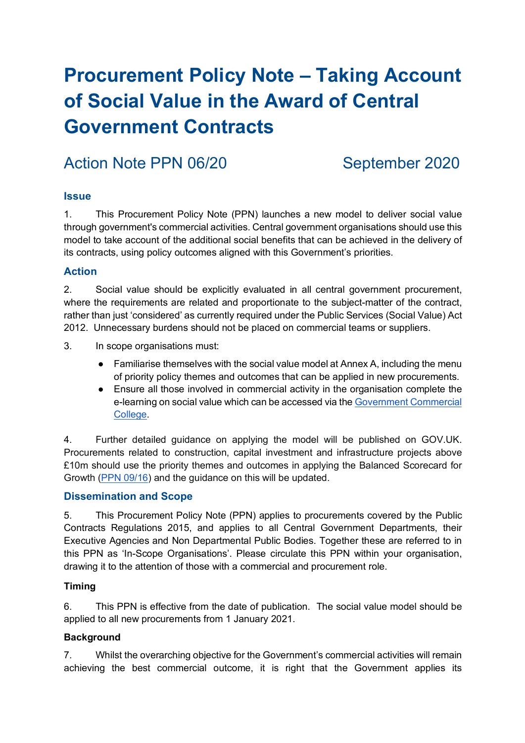# Procurement Policy Note – Taking Account of Social Value in the Award of Central Government Contracts

## Action Note PPN 06/20 September 2020

### Issue

1. This Procurement Policy Note (PPN) launches a new model to deliver social value through government's commercial activities. Central government organisations should use this model to take account of the additional social benefits that can be achieved in the delivery of its contracts, using policy outcomes aligned with this Government's priorities.

### Action

2. Social value should be explicitly evaluated in all central government procurement, where the requirements are related and proportionate to the subject-matter of the contract, rather than just 'considered' as currently required under the Public Services (Social Value) Act 2012. Unnecessary burdens should not be placed on commercial teams or suppliers.

3. In scope organisations must:

- Familiarise themselves with the social value model at Annex A, including the menu of priority policy themes and outcomes that can be applied in new procurements.
- Ensure all those involved in commercial activity in the organisation complete the e-learning on social value which can be accessed via the Government Commercial College.

4. Further detailed guidance on applying the model will be published on GOV.UK. Procurements related to construction, capital investment and infrastructure projects above £10m should use the priority themes and outcomes in applying the Balanced Scorecard for Growth (PPN 09/16) and the guidance on this will be updated.

### Dissemination and Scope

5. This Procurement Policy Note (PPN) applies to procurements covered by the Public Contracts Regulations 2015, and applies to all Central Government Departments, their Executive Agencies and Non Departmental Public Bodies. Together these are referred to in this PPN as 'In-Scope Organisations'. Please circulate this PPN within your organisation, drawing it to the attention of those with a commercial and procurement role.

### Timing

6. This PPN is effective from the date of publication. The social value model should be applied to all new procurements from 1 January 2021.

### Background

7. Whilst the overarching objective for the Government's commercial activities will remain achieving the best commercial outcome, it is right that the Government applies its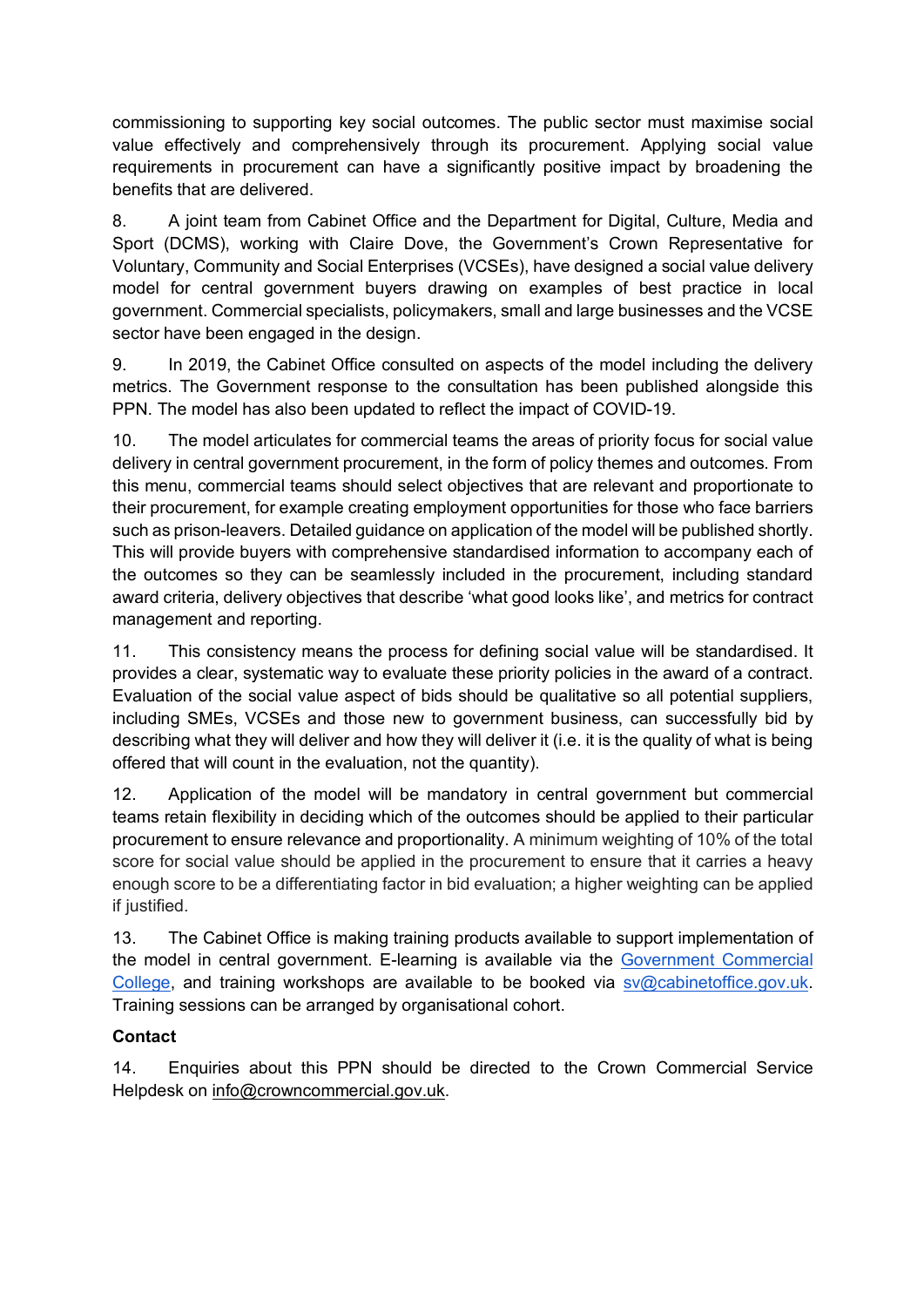commissioning to supporting key social outcomes. The public sector must maximise social value effectively and comprehensively through its procurement. Applying social value requirements in procurement can have a significantly positive impact by broadening the benefits that are delivered.

8. A joint team from Cabinet Office and the Department for Digital, Culture, Media and Sport (DCMS), working with Claire Dove, the Government's Crown Representative for Voluntary, Community and Social Enterprises (VCSEs), have designed a social value delivery model for central government buyers drawing on examples of best practice in local government. Commercial specialists, policymakers, small and large businesses and the VCSE sector have been engaged in the design.

9. In 2019, the Cabinet Office consulted on aspects of the model including the delivery metrics. The Government response to the consultation has been published alongside this PPN. The model has also been updated to reflect the impact of COVID-19.

10. The model articulates for commercial teams the areas of priority focus for social value delivery in central government procurement, in the form of policy themes and outcomes. From this menu, commercial teams should select objectives that are relevant and proportionate to their procurement, for example creating employment opportunities for those who face barriers such as prison-leavers. Detailed guidance on application of the model will be published shortly. This will provide buyers with comprehensive standardised information to accompany each of the outcomes so they can be seamlessly included in the procurement, including standard award criteria, delivery objectives that describe 'what good looks like', and metrics for contract management and reporting.

11. This consistency means the process for defining social value will be standardised. It provides a clear, systematic way to evaluate these priority policies in the award of a contract. Evaluation of the social value aspect of bids should be qualitative so all potential suppliers, including SMEs, VCSEs and those new to government business, can successfully bid by describing what they will deliver and how they will deliver it (i.e. it is the quality of what is being offered that will count in the evaluation, not the quantity).

12. Application of the model will be mandatory in central government but commercial teams retain flexibility in deciding which of the outcomes should be applied to their particular procurement to ensure relevance and proportionality. A minimum weighting of 10% of the total score for social value should be applied in the procurement to ensure that it carries a heavy enough score to be a differentiating factor in bid evaluation; a higher weighting can be applied if justified.

13. The Cabinet Office is making training products available to support implementation of the model in central government. E-learning is available via the [Government Commercial College](), and training workshops are available to be booked via [sv@cabinetoffice.gov.uk](mailto:sv@cabinetoffice.gov.uk). Training sessions can be arranged by organisational cohort.

**Contact**

14. Enquiries about this PPN should be directed to the Crown Commercial Service Helpdesk on [info@crowncommercial.gov.uk](mailto:info@crowncommercial.gov.uk).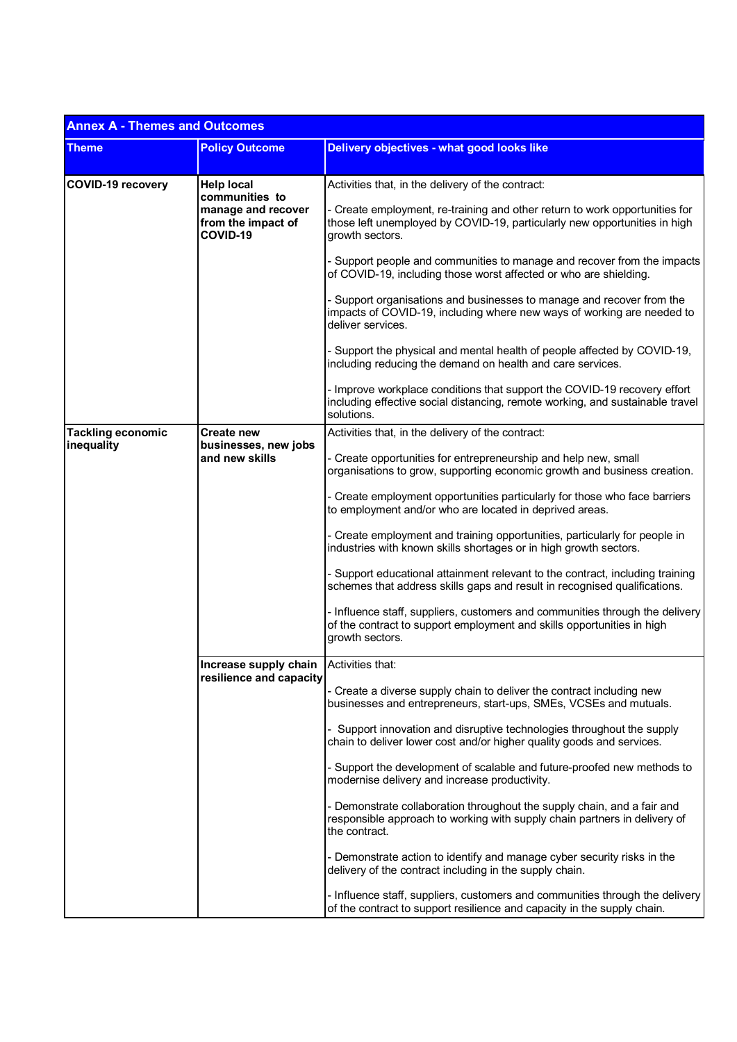| Annex A - Themes and Outcomes | | |
|---|---|---|
| **Theme** | **Policy Outcome** | **Delivery objectives - what good looks like** |
| **COVID-19 recovery** | **Help local communities to manage and recover from the impact of COVID-19** | Activities that, in the delivery of the contract:<br><br>- Create employment, re-training and other return to work opportunities for those left unemployed by COVID-19, particularly new opportunities in high growth sectors.<br><br>- Support people and communities to manage and recover from the impacts of COVID-19, including those worst affected or who are shielding.<br><br>- Support organisations and businesses to manage and recover from the impacts of COVID-19, including where new ways of working are needed to deliver services.<br><br>- Support the physical and mental health of people affected by COVID-19, including reducing the demand on health and care services.<br><br>- Improve workplace conditions that support the COVID-19 recovery effort including effective social distancing, remote working, and sustainable travel solutions. |
| **Tackling economic inequality** | **Create new businesses, new jobs and new skills** | Activities that, in the delivery of the contract:<br><br>- Create opportunities for entrepreneurship and help new, small organisations to grow, supporting economic growth and business creation.<br><br>- Create employment opportunities particularly for those who face barriers to employment and/or who are located in deprived areas.<br><br>- Create employment and training opportunities, particularly for people in industries with known skills shortages or in high growth sectors.<br><br>- Support educational attainment relevant to the contract, including training schemes that address skills gaps and result in recognised qualifications.<br><br>- Influence staff, suppliers, customers and communities through the delivery of the contract to support employment and skills opportunities in high growth sectors. |
| | **Increase supply chain resilience and capacity** | Activities that:<br><br>- Create a diverse supply chain to deliver the contract including new businesses and entrepreneurs, start-ups, SMEs, VCSEs and mutuals.<br><br>- Support innovation and disruptive technologies throughout the supply chain to deliver lower cost and/or higher quality goods and services.<br><br>- Support the development of scalable and future-proofed new methods to modernise delivery and increase productivity.<br><br>- Demonstrate collaboration throughout the supply chain, and a fair and responsible approach to working with supply chain partners in delivery of the contract.<br><br>- Demonstrate action to identify and manage cyber security risks in the delivery of the contract including in the supply chain.<br><br>- Influence staff, suppliers, customers and communities through the delivery of the contract to support resilience and capacity in the supply chain. |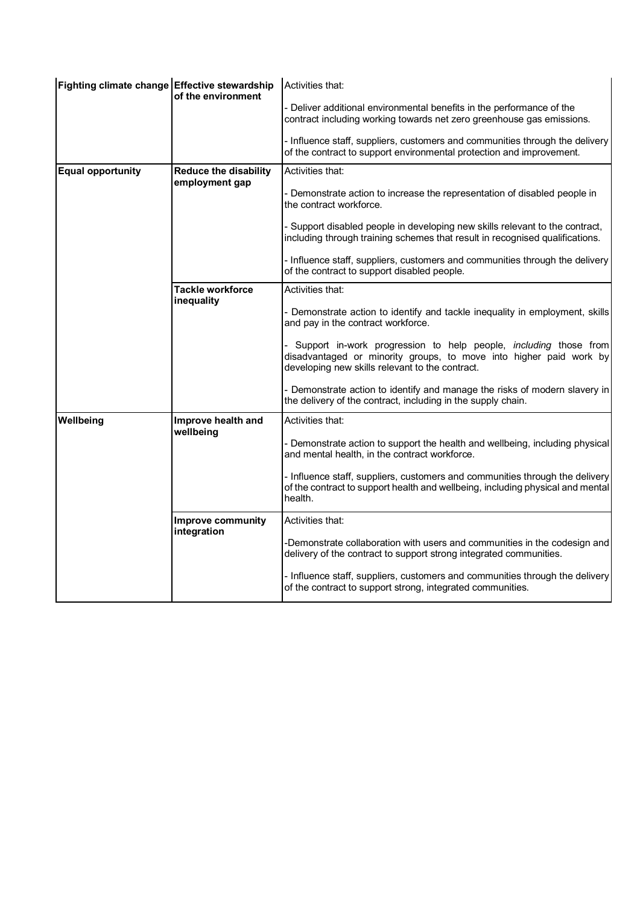| | | |
|---|---|---|
| **Fighting climate change** | **Effective stewardship of the environment** | Activities that:<br><br>- Deliver additional environmental benefits in the performance of the contract including working towards net zero greenhouse gas emissions.<br><br>- Influence staff, suppliers, customers and communities through the delivery of the contract to support environmental protection and improvement. |
| **Equal opportunity** | **Reduce the disability employment gap** | Activities that:<br><br>- Demonstrate action to increase the representation of disabled people in the contract workforce.<br><br>- Support disabled people in developing new skills relevant to the contract, including through training schemes that result in recognised qualifications.<br><br>- Influence staff, suppliers, customers and communities through the delivery of the contract to support disabled people. |
| | **Tackle workforce inequality** | Activities that:<br><br>- Demonstrate action to identify and tackle inequality in employment, skills and pay in the contract workforce.<br><br>- Support in-work progression to help people, *including* those from disadvantaged or minority groups, to move into higher paid work by developing new skills relevant to the contract.<br><br>- Demonstrate action to identify and manage the risks of modern slavery in the delivery of the contract, including in the supply chain. |
| **Wellbeing** | **Improve health and wellbeing** | Activities that:<br><br>- Demonstrate action to support the health and wellbeing, including physical and mental health, in the contract workforce.<br><br>- Influence staff, suppliers, customers and communities through the delivery of the contract to support health and wellbeing, including physical and mental health. |
| | **Improve community integration** | Activities that:<br><br>-Demonstrate collaboration with users and communities in the codesign and delivery of the contract to support strong integrated communities.<br><br>- Influence staff, suppliers, customers and communities through the delivery of the contract to support strong, integrated communities. |